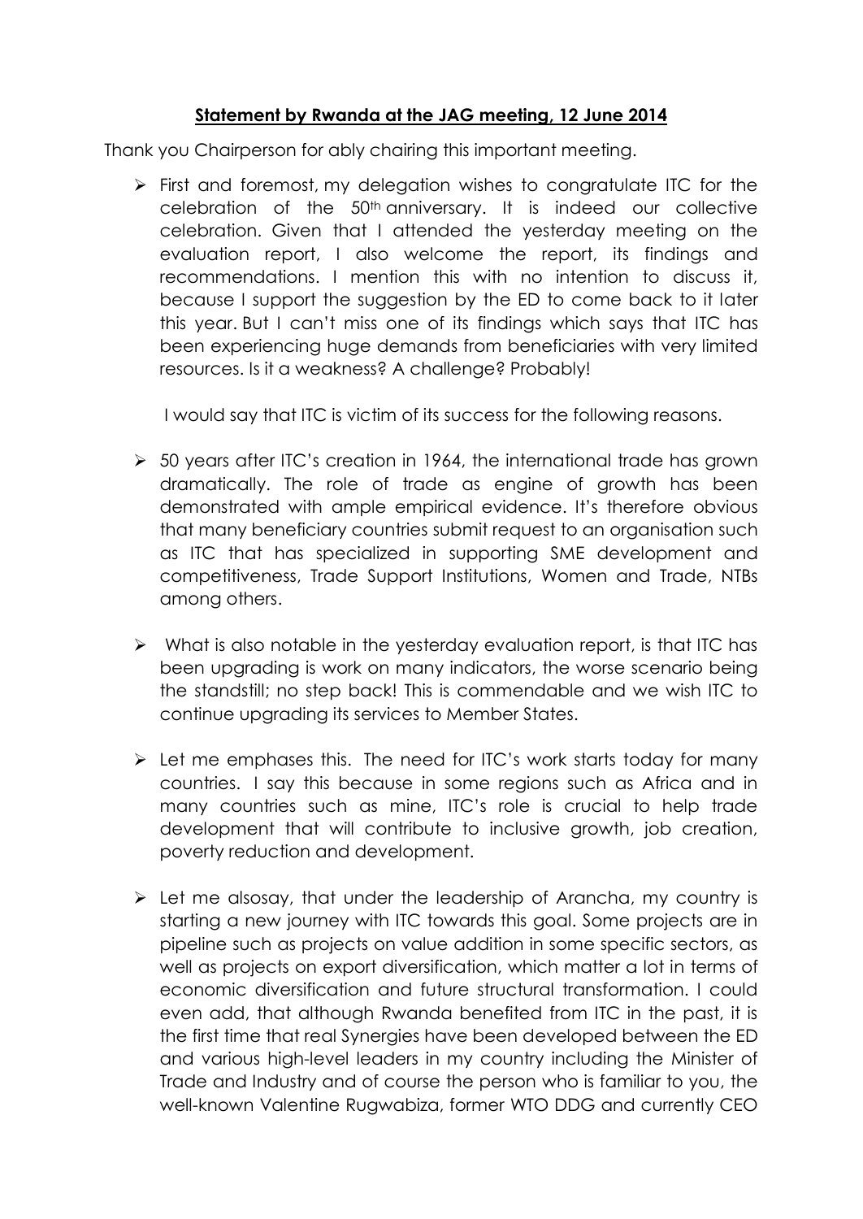**Statement by Rwanda at the JAG meeting, 12 June 2014**

Thank you Chairperson for ably chairing this important meeting.

- First and foremost, my delegation wishes to congratulate ITC for the celebration of the 50th anniversary. It is indeed our collective celebration. Given that I attended the yesterday meeting on the evaluation report, I also welcome the report, its findings and recommendations. I mention this with no intention to discuss it, because I support the suggestion by the ED to come back to it later this year. But I can't miss one of its findings which says that ITC has been experiencing huge demands from beneficiaries with very limited resources. Is it a weakness? A challenge? Probably!

  I would say that ITC is victim of its success for the following reasons.

- 50 years after ITC's creation in 1964, the international trade has grown dramatically. The role of trade as engine of growth has been demonstrated with ample empirical evidence. It's therefore obvious that many beneficiary countries submit request to an organisation such as ITC that has specialized in supporting SME development and competitiveness, Trade Support Institutions, Women and Trade, NTBs among others.

- What is also notable in the yesterday evaluation report, is that ITC has been upgrading is work on many indicators, the worse scenario being the standstill; no step back! This is commendable and we wish ITC to continue upgrading its services to Member States.

- Let me emphases this. The need for ITC's work starts today for many countries. I say this because in some regions such as Africa and in many countries such as mine, ITC's role is crucial to help trade development that will contribute to inclusive growth, job creation, poverty reduction and development.

- Let me alsosay, that under the leadership of Arancha, my country is starting a new journey with ITC towards this goal. Some projects are in pipeline such as projects on value addition in some specific sectors, as well as projects on export diversification, which matter a lot in terms of economic diversification and future structural transformation. I could even add, that although Rwanda benefited from ITC in the past, it is the first time that real Synergies have been developed between the ED and various high-level leaders in my country including the Minister of Trade and Industry and of course the person who is familiar to you, the well-known Valentine Rugwabiza, former WTO DDG and currently CEO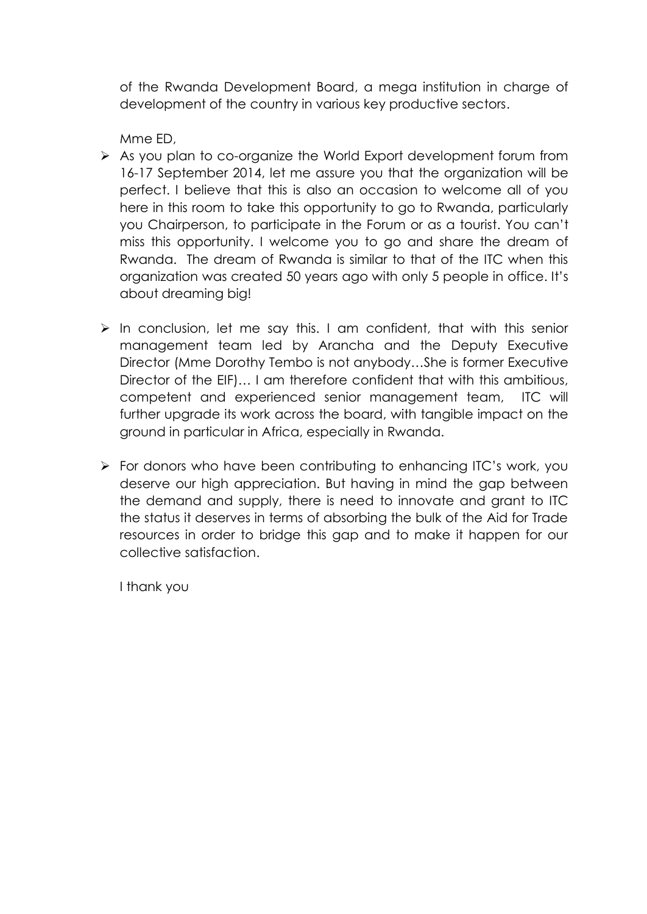of the Rwanda Development Board, a mega institution in charge of development of the country in various key productive sectors.

Mme ED,

- As you plan to co-organize the World Export development forum from 16-17 September 2014, let me assure you that the organization will be perfect. I believe that this is also an occasion to welcome all of you here in this room to take this opportunity to go to Rwanda, particularly you Chairperson, to participate in the Forum or as a tourist. You can't miss this opportunity. I welcome you to go and share the dream of Rwanda. The dream of Rwanda is similar to that of the ITC when this organization was created 50 years ago with only 5 people in office. It's about dreaming big!

- In conclusion, let me say this. I am confident, that with this senior management team led by Arancha and the Deputy Executive Director (Mme Dorothy Tembo is not anybody…She is former Executive Director of the EIF)… I am therefore confident that with this ambitious, competent and experienced senior management team, ITC will further upgrade its work across the board, with tangible impact on the ground in particular in Africa, especially in Rwanda.

- For donors who have been contributing to enhancing ITC's work, you deserve our high appreciation. But having in mind the gap between the demand and supply, there is need to innovate and grant to ITC the status it deserves in terms of absorbing the bulk of the Aid for Trade resources in order to bridge this gap and to make it happen for our collective satisfaction.

I thank you